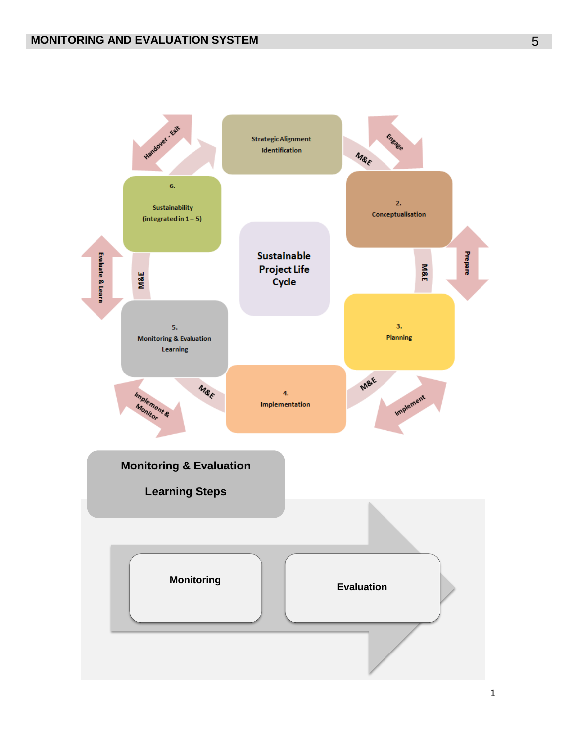Strategic Alignment Identification

2. Conceptualisation

3. Planning

4. Implementation

5. Monitoring & Evaluation Learning

6. Sustainability (integrated in 1 – 5)

Sustainable Project Life Cycle

Engage

Prepare

Implement

Implement & Monitor

Evaluate & Learn

Handover - Exit

M&E

**Monitoring & Evaluation Learning Steps**

Monitoring

Evaluation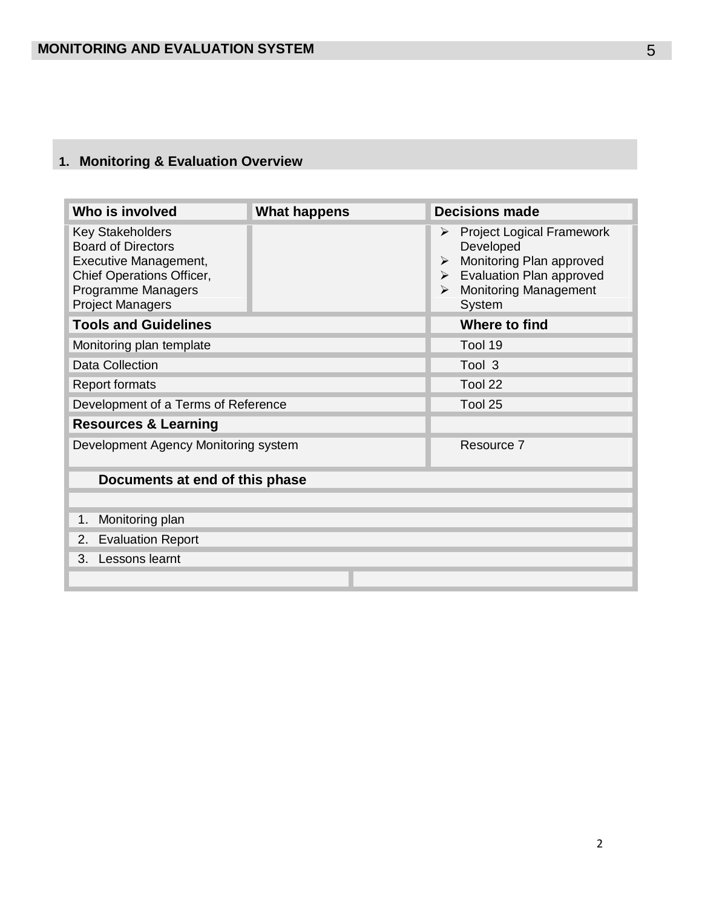## 1. Monitoring & Evaluation Overview

| Who is involved | What happens | Decisions made |
| --- | --- | --- |
| Key Stakeholders<br>Board of Directors<br>Executive Management,<br>Chief Operations Officer,<br>Programme Managers<br>Project Managers | | ➢ Project Logical Framework Developed<br>➢ Monitoring Plan approved<br>➢ Evaluation Plan approved<br>➢ Monitoring Management System |
| **Tools and Guidelines** | | **Where to find** |
| Monitoring plan template | | Tool 19 |
| Data Collection | | Tool 3 |
| Report formats | | Tool 22 |
| Development of a Terms of Reference | | Tool 25 |
| **Resources & Learning** | | |
| Development Agency Monitoring system | | Resource 7 |

**Documents at end of this phase**

1. Monitoring plan
2. Evaluation Report
3. Lessons learnt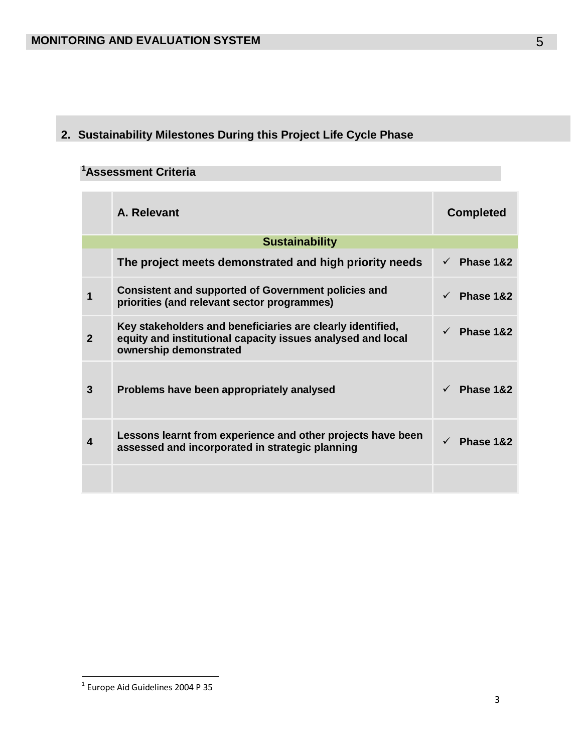## 2. Sustainability Milestones During this Project Life Cycle Phase

### [1]Assessment Criteria

| | A. Relevant | Completed |
|---|---|---|
| | **Sustainability** | |
| | The project meets demonstrated and high priority needs | ✓ Phase 1&2 |
| 1 | Consistent and supported of Government policies and priorities (and relevant sector programmes) | ✓ Phase 1&2 |
| 2 | Key stakeholders and beneficiaries are clearly identified, equity and institutional capacity issues analysed and local ownership demonstrated | ✓ Phase 1&2 |
| 3 | Problems have been appropriately analysed | ✓ Phase 1&2 |
| 4 | Lessons learnt from experience and other projects have been assessed and incorporated in strategic planning | ✓ Phase 1&2 |
| | | |

[1] Europe Aid Guidelines 2004 P 35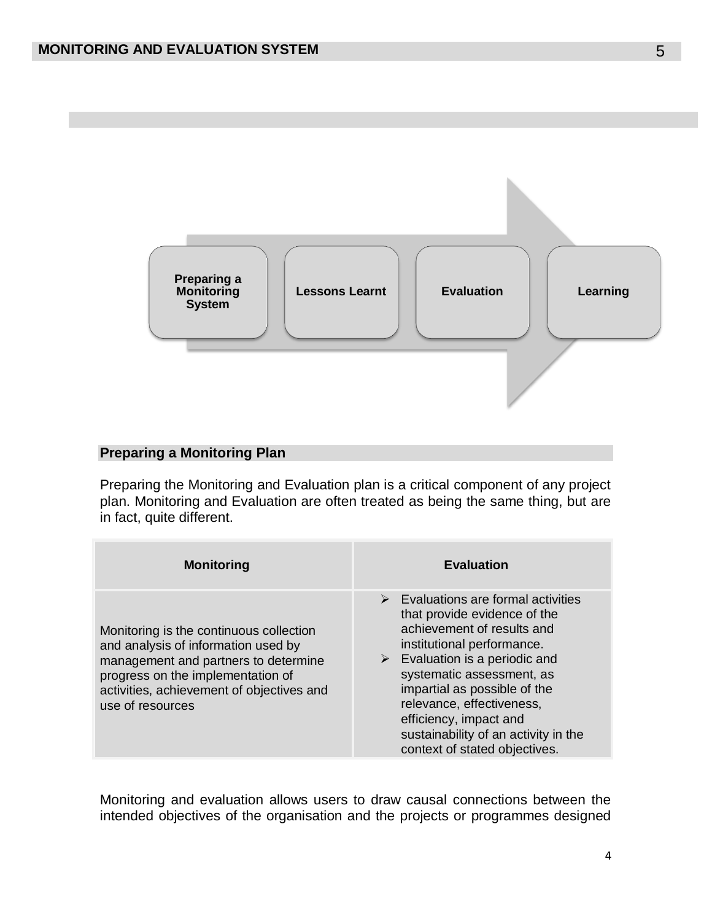Preparing a Monitoring System → Lessons Learnt → Evaluation → Learning

## Preparing a Monitoring Plan

Preparing the Monitoring and Evaluation plan is a critical component of any project plan. Monitoring and Evaluation are often treated as being the same thing, but are in fact, quite different.

| Monitoring | Evaluation |
| --- | --- |
| Monitoring is the continuous collection and analysis of information used by management and partners to determine progress on the implementation of activities, achievement of objectives and use of resources | ➢ Evaluations are formal activities that provide evidence of the achievement of results and institutional performance.<br>➢ Evaluation is a periodic and systematic assessment, as impartial as possible of the relevance, effectiveness, efficiency, impact and sustainability of an activity in the context of stated objectives. |

Monitoring and evaluation allows users to draw causal connections between the intended objectives of the organisation and the projects or programmes designed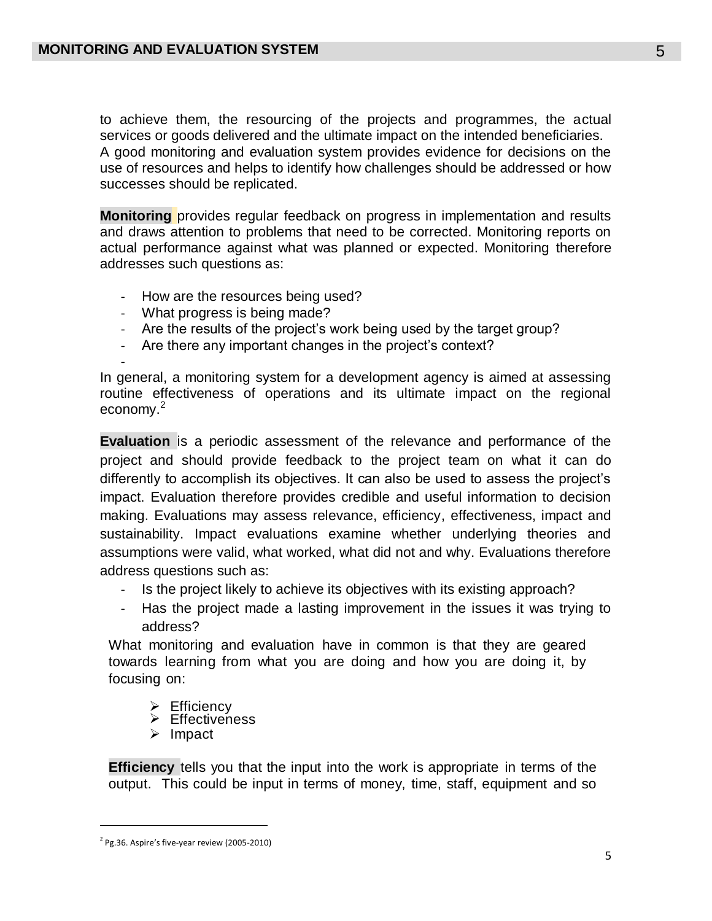to achieve them, the resourcing of the projects and programmes, the actual services or goods delivered and the ultimate impact on the intended beneficiaries. A good monitoring and evaluation system provides evidence for decisions on the use of resources and helps to identify how challenges should be addressed or how successes should be replicated.

**Monitoring** provides regular feedback on progress in implementation and results and draws attention to problems that need to be corrected. Monitoring reports on actual performance against what was planned or expected. Monitoring therefore addresses such questions as:

- How are the resources being used?
- What progress is being made?
- Are the results of the project's work being used by the target group?
- Are there any important changes in the project's context?

In general, a monitoring system for a development agency is aimed at assessing routine effectiveness of operations and its ultimate impact on the regional economy.[2]

**Evaluation** is a periodic assessment of the relevance and performance of the project and should provide feedback to the project team on what it can do differently to accomplish its objectives. It can also be used to assess the project's impact. Evaluation therefore provides credible and useful information to decision making. Evaluations may assess relevance, efficiency, effectiveness, impact and sustainability. Impact evaluations examine whether underlying theories and assumptions were valid, what worked, what did not and why. Evaluations therefore address questions such as:

- Is the project likely to achieve its objectives with its existing approach?
- Has the project made a lasting improvement in the issues it was trying to address?

What monitoring and evaluation have in common is that they are geared towards learning from what you are doing and how you are doing it, by focusing on:

- Efficiency
- Effectiveness
- Impact

**Efficiency** tells you that the input into the work is appropriate in terms of the output. This could be input in terms of money, time, staff, equipment and so

[2] Pg.36. Aspire's five-year review (2005-2010)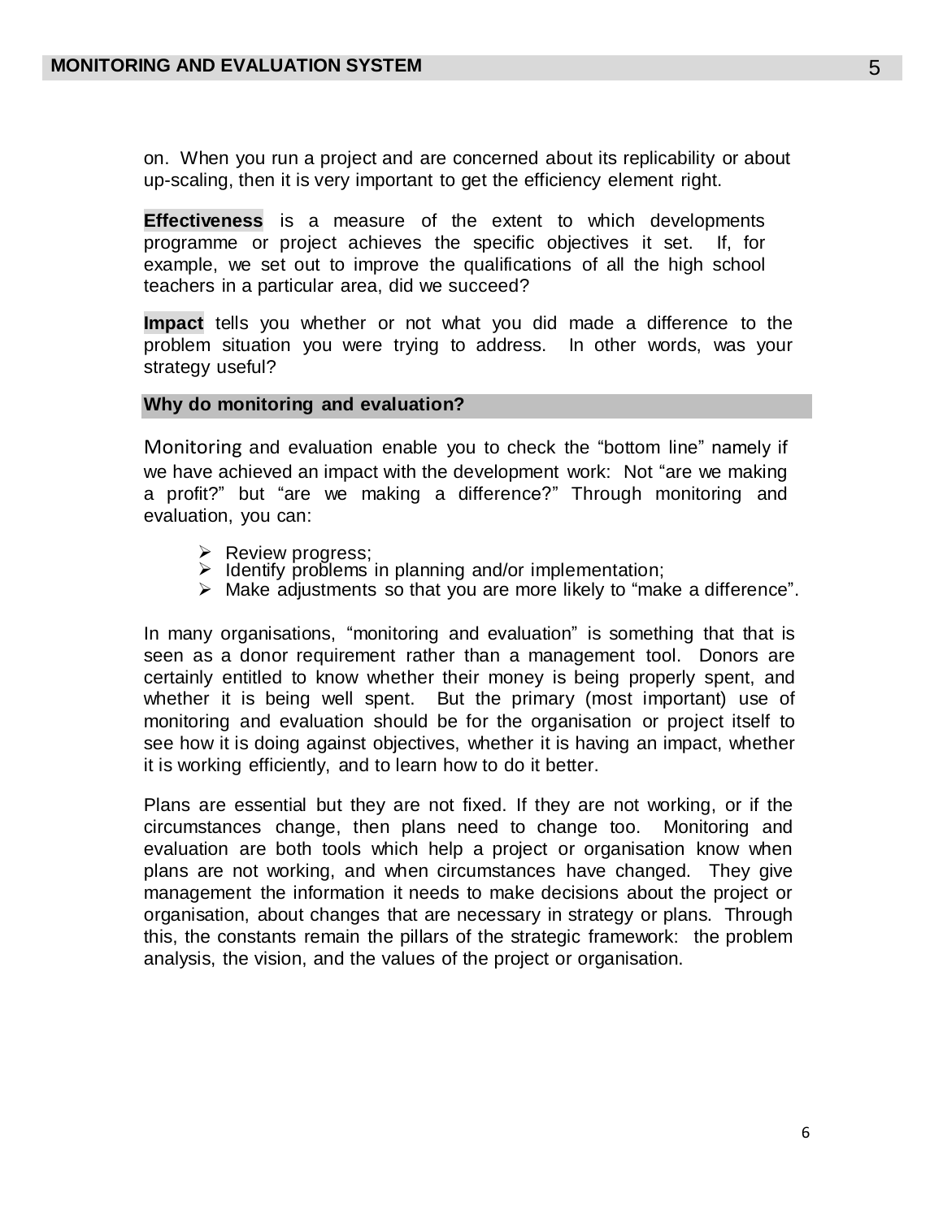on. When you run a project and are concerned about its replicability or about up-scaling, then it is very important to get the efficiency element right.

**Effectiveness** is a measure of the extent to which developments programme or project achieves the specific objectives it set. If, for example, we set out to improve the qualifications of all the high school teachers in a particular area, did we succeed?

**Impact** tells you whether or not what you did made a difference to the problem situation you were trying to address. In other words, was your strategy useful?

## Why do monitoring and evaluation?

Monitoring and evaluation enable you to check the "bottom line" namely if we have achieved an impact with the development work: Not "are we making a profit?" but "are we making a difference?" Through monitoring and evaluation, you can:

- Review progress;
- Identify problems in planning and/or implementation;
- Make adjustments so that you are more likely to "make a difference".

In many organisations, "monitoring and evaluation" is something that that is seen as a donor requirement rather than a management tool. Donors are certainly entitled to know whether their money is being properly spent, and whether it is being well spent. But the primary (most important) use of monitoring and evaluation should be for the organisation or project itself to see how it is doing against objectives, whether it is having an impact, whether it is working efficiently, and to learn how to do it better.

Plans are essential but they are not fixed. If they are not working, or if the circumstances change, then plans need to change too. Monitoring and evaluation are both tools which help a project or organisation know when plans are not working, and when circumstances have changed. They give management the information it needs to make decisions about the project or organisation, about changes that are necessary in strategy or plans. Through this, the constants remain the pillars of the strategic framework: the problem analysis, the vision, and the values of the project or organisation.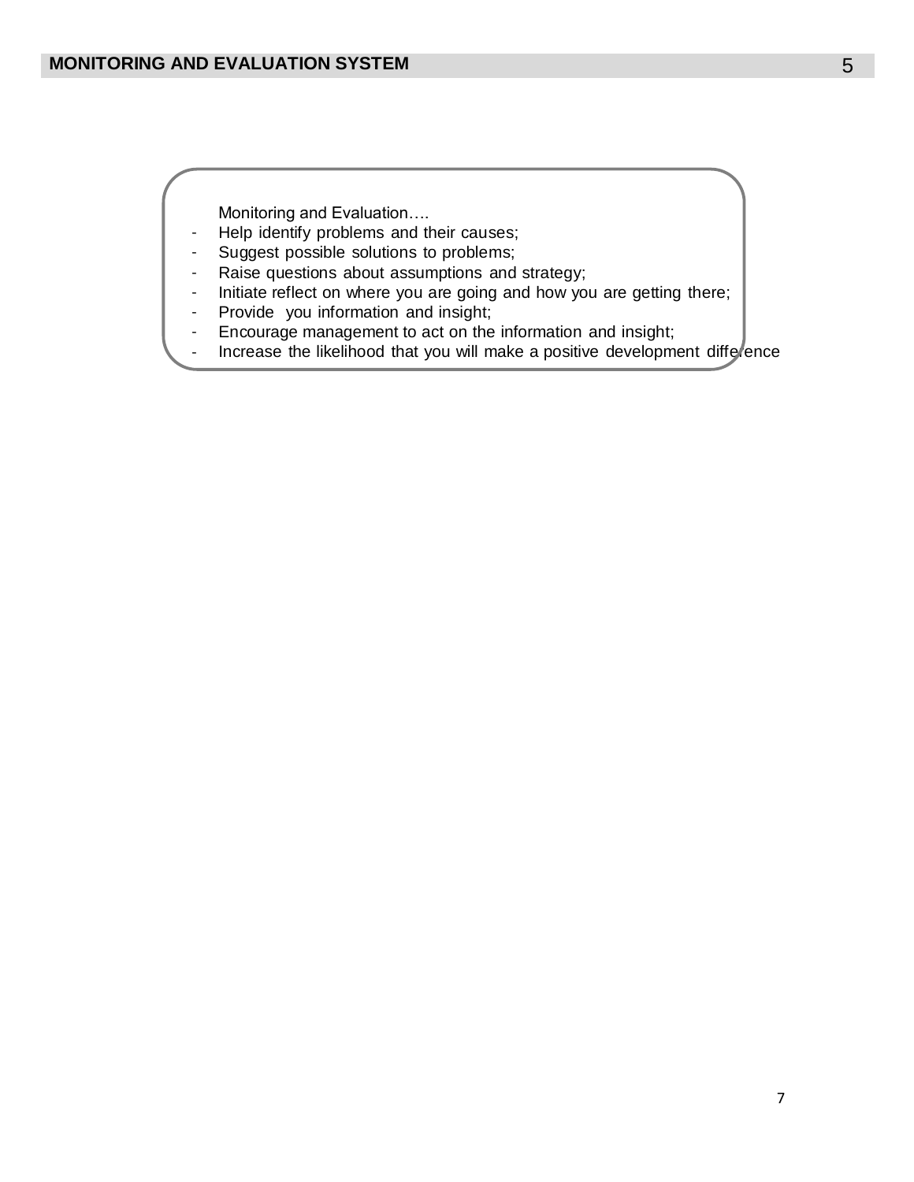Monitoring and Evaluation….

- Help identify problems and their causes;
- Suggest possible solutions to problems;
- Raise questions about assumptions and strategy;
- Initiate reflect on where you are going and how you are getting there;
- Provide  you information and insight;
- Encourage management to act on the information and insight;
- Increase the likelihood that you will make a positive development difference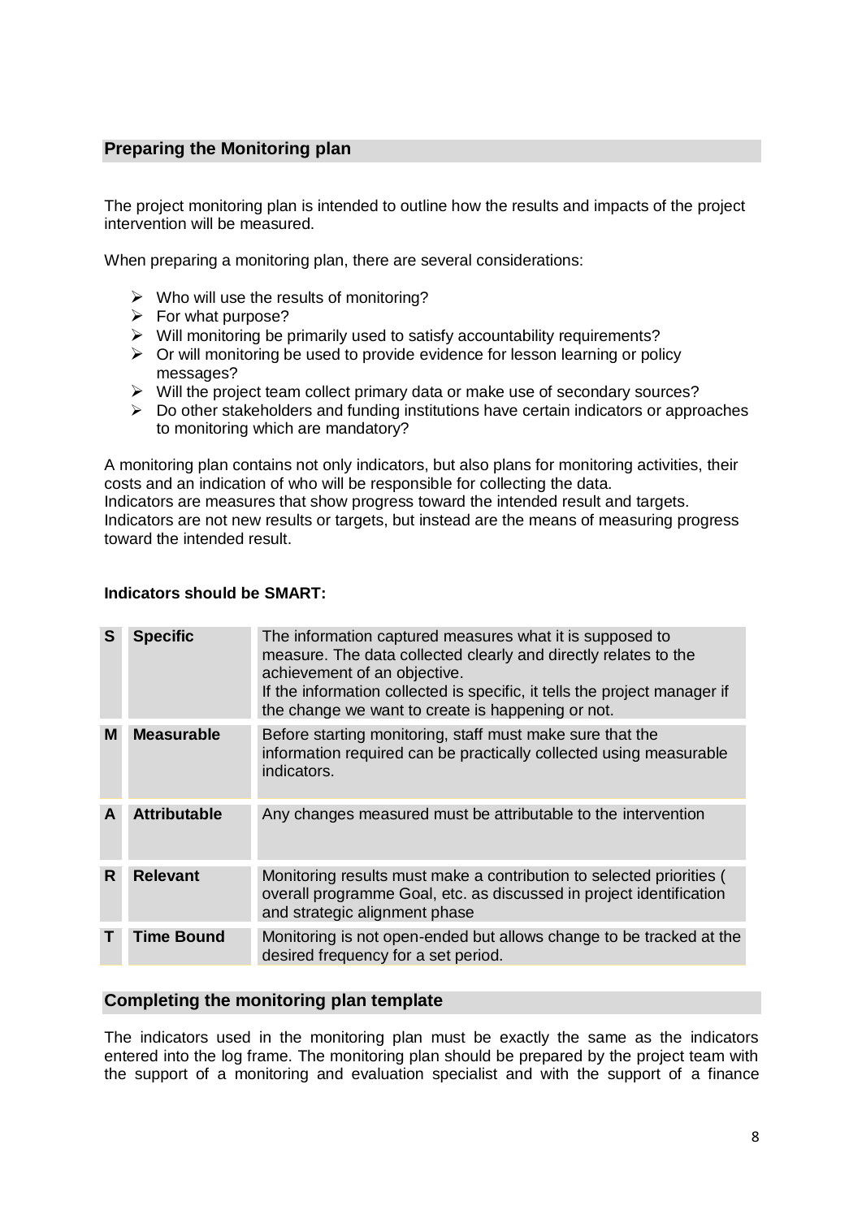## Preparing the Monitoring plan

The project monitoring plan is intended to outline how the results and impacts of the project intervention will be measured.

When preparing a monitoring plan, there are several considerations:

- Who will use the results of monitoring?
- For what purpose?
- Will monitoring be primarily used to satisfy accountability requirements?
- Or will monitoring be used to provide evidence for lesson learning or policy messages?
- Will the project team collect primary data or make use of secondary sources?
- Do other stakeholders and funding institutions have certain indicators or approaches to monitoring which are mandatory?

A monitoring plan contains not only indicators, but also plans for monitoring activities, their costs and an indication of who will be responsible for collecting the data.
Indicators are measures that show progress toward the intended result and targets. Indicators are not new results or targets, but instead are the means of measuring progress toward the intended result.

**Indicators should be SMART:**

| | | |
|---|---|---|
| **S** | **Specific** | The information captured measures what it is supposed to measure. The data collected clearly and directly relates to the achievement of an objective.<br>If the information collected is specific, it tells the project manager if the change we want to create is happening or not. |
| **M** | **Measurable** | Before starting monitoring, staff must make sure that the information required can be practically collected using measurable indicators. |
| **A** | **Attributable** | Any changes measured must be attributable to the intervention |
| **R** | **Relevant** | Monitoring results must make a contribution to selected priorities ( overall programme Goal, etc. as discussed in project identification and strategic alignment phase |
| **T** | **Time Bound** | Monitoring is not open-ended but allows change to be tracked at the desired frequency for a set period. |

## Completing the monitoring plan template

The indicators used in the monitoring plan must be exactly the same as the indicators entered into the log frame. The monitoring plan should be prepared by the project team with the support of a monitoring and evaluation specialist and with the support of a finance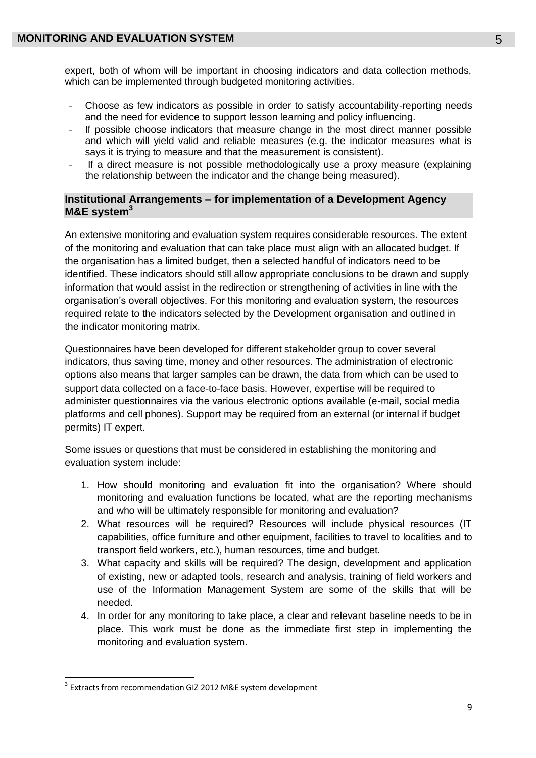expert, both of whom will be important in choosing indicators and data collection methods, which can be implemented through budgeted monitoring activities.

- Choose as few indicators as possible in order to satisfy accountability-reporting needs and the need for evidence to support lesson learning and policy influencing.
- If possible choose indicators that measure change in the most direct manner possible and which will yield valid and reliable measures (e.g. the indicator measures what is says it is trying to measure and that the measurement is consistent).
- If a direct measure is not possible methodologically use a proxy measure (explaining the relationship between the indicator and the change being measured).

## Institutional Arrangements – for implementation of a Development Agency M&E system[3]

An extensive monitoring and evaluation system requires considerable resources. The extent of the monitoring and evaluation that can take place must align with an allocated budget. If the organisation has a limited budget, then a selected handful of indicators need to be identified. These indicators should still allow appropriate conclusions to be drawn and supply information that would assist in the redirection or strengthening of activities in line with the organisation's overall objectives. For this monitoring and evaluation system, the resources required relate to the indicators selected by the Development organisation and outlined in the indicator monitoring matrix.

Questionnaires have been developed for different stakeholder group to cover several indicators, thus saving time, money and other resources. The administration of electronic options also means that larger samples can be drawn, the data from which can be used to support data collected on a face-to-face basis. However, expertise will be required to administer questionnaires via the various electronic options available (e-mail, social media platforms and cell phones). Support may be required from an external (or internal if budget permits) IT expert.

Some issues or questions that must be considered in establishing the monitoring and evaluation system include:

1. How should monitoring and evaluation fit into the organisation? Where should monitoring and evaluation functions be located, what are the reporting mechanisms and who will be ultimately responsible for monitoring and evaluation?
2. What resources will be required? Resources will include physical resources (IT capabilities, office furniture and other equipment, facilities to travel to localities and to transport field workers, etc.), human resources, time and budget.
3. What capacity and skills will be required? The design, development and application of existing, new or adapted tools, research and analysis, training of field workers and use of the Information Management System are some of the skills that will be needed.
4. In order for any monitoring to take place, a clear and relevant baseline needs to be in place. This work must be done as the immediate first step in implementing the monitoring and evaluation system.

[3] Extracts from recommendation GIZ 2012 M&E system development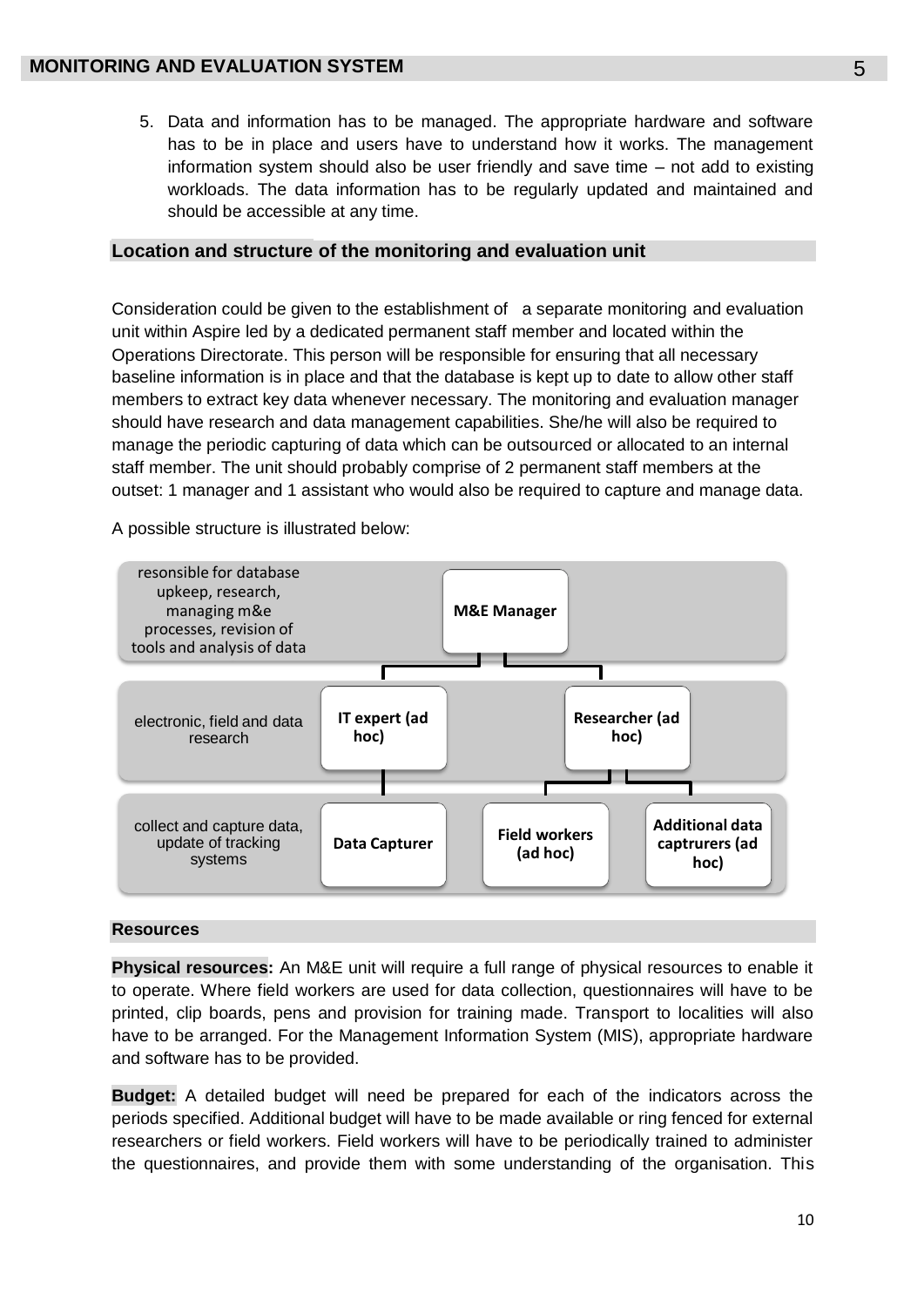5. Data and information has to be managed. The appropriate hardware and software has to be in place and users have to understand how it works. The management information system should also be user friendly and save time – not add to existing workloads. The data information has to be regularly updated and maintained and should be accessible at any time.

## Location and structure of the monitoring and evaluation unit

Consideration could be given to the establishment of a separate monitoring and evaluation unit within Aspire led by a dedicated permanent staff member and located within the Operations Directorate. This person will be responsible for ensuring that all necessary baseline information is in place and that the database is kept up to date to allow other staff members to extract key data whenever necessary. The monitoring and evaluation manager should have research and data management capabilities. She/he will also be required to manage the periodic capturing of data which can be outsourced or allocated to an internal staff member. The unit should probably comprise of 2 permanent staff members at the outset: 1 manager and 1 assistant who would also be required to capture and manage data.

A possible structure is illustrated below:

| Level description | Roles |
| --- | --- |
| resonsible for database upkeep, research, managing m&e processes, revision of tools and analysis of data | **M&E Manager** |
| electronic, field and data research | **IT expert (ad hoc)**; **Researcher (ad hoc)** |
| collect and capture data, update of tracking systems | **Data Capturer** (under IT expert); **Field workers (ad hoc)**; **Additional data captrurers (ad hoc)** (under Researcher) |

## Resources

**Physical resources:** An M&E unit will require a full range of physical resources to enable it to operate. Where field workers are used for data collection, questionnaires will have to be printed, clip boards, pens and provision for training made. Transport to localities will also have to be arranged. For the Management Information System (MIS), appropriate hardware and software has to be provided.

**Budget:** A detailed budget will need be prepared for each of the indicators across the periods specified. Additional budget will have to be made available or ring fenced for external researchers or field workers. Field workers will have to be periodically trained to administer the questionnaires, and provide them with some understanding of the organisation. This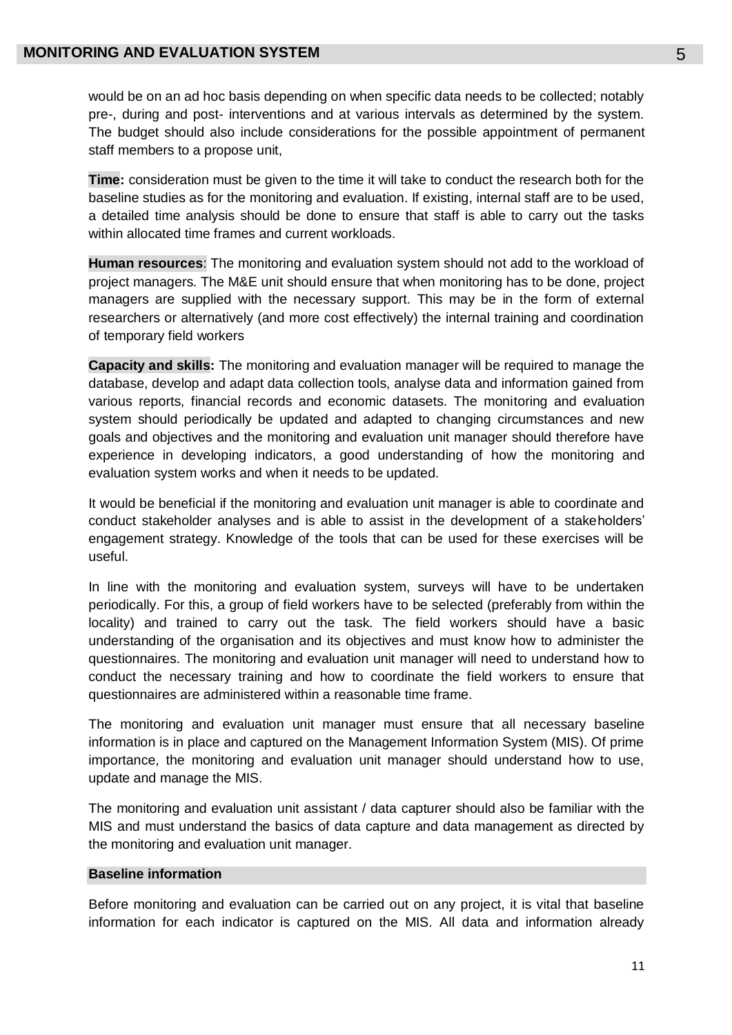would be on an ad hoc basis depending on when specific data needs to be collected; notably pre-, during and post- interventions and at various intervals as determined by the system. The budget should also include considerations for the possible appointment of permanent staff members to a propose unit,

**Time:** consideration must be given to the time it will take to conduct the research both for the baseline studies as for the monitoring and evaluation. If existing, internal staff are to be used, a detailed time analysis should be done to ensure that staff is able to carry out the tasks within allocated time frames and current workloads.

**Human resources**: The monitoring and evaluation system should not add to the workload of project managers. The M&E unit should ensure that when monitoring has to be done, project managers are supplied with the necessary support. This may be in the form of external researchers or alternatively (and more cost effectively) the internal training and coordination of temporary field workers

**Capacity and skills:** The monitoring and evaluation manager will be required to manage the database, develop and adapt data collection tools, analyse data and information gained from various reports, financial records and economic datasets. The monitoring and evaluation system should periodically be updated and adapted to changing circumstances and new goals and objectives and the monitoring and evaluation unit manager should therefore have experience in developing indicators, a good understanding of how the monitoring and evaluation system works and when it needs to be updated.

It would be beneficial if the monitoring and evaluation unit manager is able to coordinate and conduct stakeholder analyses and is able to assist in the development of a stakeholders' engagement strategy. Knowledge of the tools that can be used for these exercises will be useful.

In line with the monitoring and evaluation system, surveys will have to be undertaken periodically. For this, a group of field workers have to be selected (preferably from within the locality) and trained to carry out the task. The field workers should have a basic understanding of the organisation and its objectives and must know how to administer the questionnaires. The monitoring and evaluation unit manager will need to understand how to conduct the necessary training and how to coordinate the field workers to ensure that questionnaires are administered within a reasonable time frame.

The monitoring and evaluation unit manager must ensure that all necessary baseline information is in place and captured on the Management Information System (MIS). Of prime importance, the monitoring and evaluation unit manager should understand how to use, update and manage the MIS.

The monitoring and evaluation unit assistant / data capturer should also be familiar with the MIS and must understand the basics of data capture and data management as directed by the monitoring and evaluation unit manager.

### Baseline information

Before monitoring and evaluation can be carried out on any project, it is vital that baseline information for each indicator is captured on the MIS. All data and information already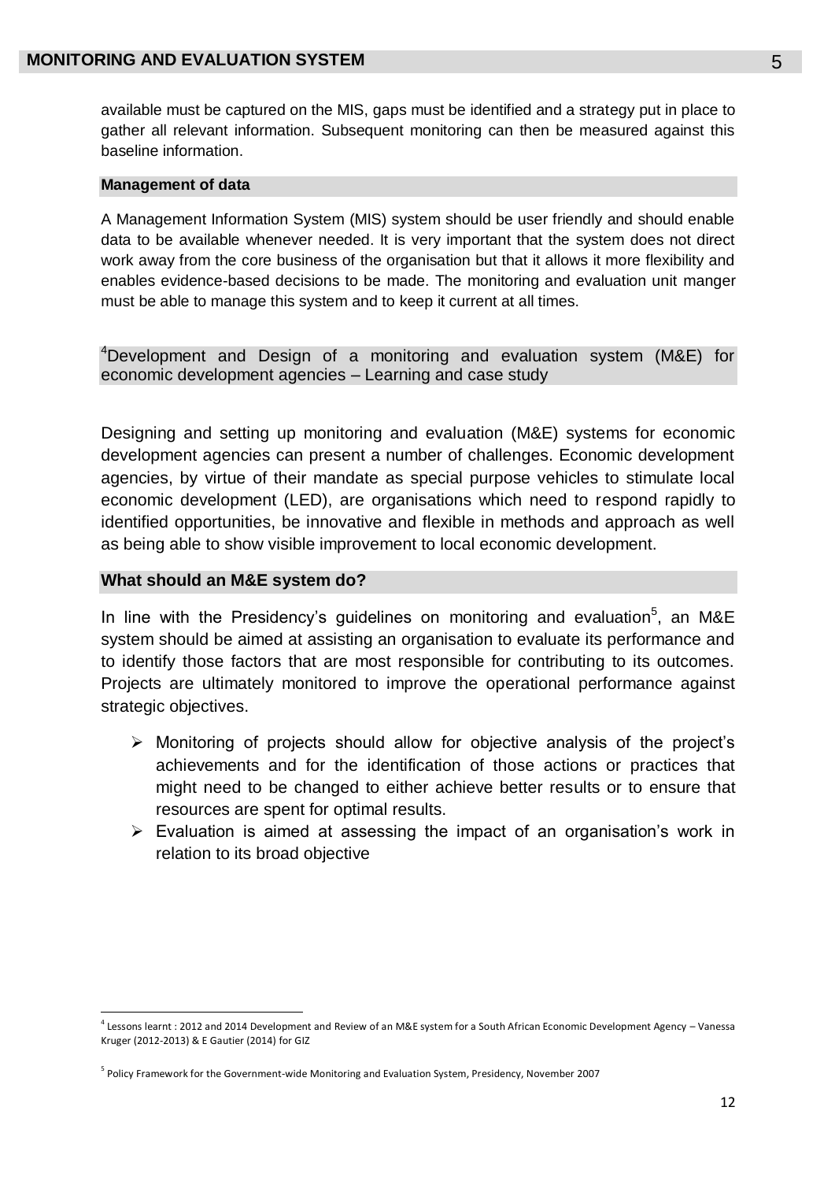available must be captured on the MIS, gaps must be identified and a strategy put in place to gather all relevant information. Subsequent monitoring can then be measured against this baseline information.

### Management of data

A Management Information System (MIS) system should be user friendly and should enable data to be available whenever needed. It is very important that the system does not direct work away from the core business of the organisation but that it allows it more flexibility and enables evidence-based decisions to be made. The monitoring and evaluation unit manger must be able to manage this system and to keep it current at all times.

## [4]Development and Design of a monitoring and evaluation system (M&E) for economic development agencies – Learning and case study

Designing and setting up monitoring and evaluation (M&E) systems for economic development agencies can present a number of challenges. Economic development agencies, by virtue of their mandate as special purpose vehicles to stimulate local economic development (LED), are organisations which need to respond rapidly to identified opportunities, be innovative and flexible in methods and approach as well as being able to show visible improvement to local economic development.

### What should an M&E system do?

In line with the Presidency's guidelines on monitoring and evaluation[5], an M&E system should be aimed at assisting an organisation to evaluate its performance and to identify those factors that are most responsible for contributing to its outcomes. Projects are ultimately monitored to improve the operational performance against strategic objectives.

- Monitoring of projects should allow for objective analysis of the project's achievements and for the identification of those actions or practices that might need to be changed to either achieve better results or to ensure that resources are spent for optimal results.
- Evaluation is aimed at assessing the impact of an organisation's work in relation to its broad objective

---

[4] Lessons learnt : 2012 and 2014 Development and Review of an M&E system for a South African Economic Development Agency – Vanessa Kruger (2012-2013) & E Gautier (2014) for GIZ

[5] Policy Framework for the Government-wide Monitoring and Evaluation System, Presidency, November 2007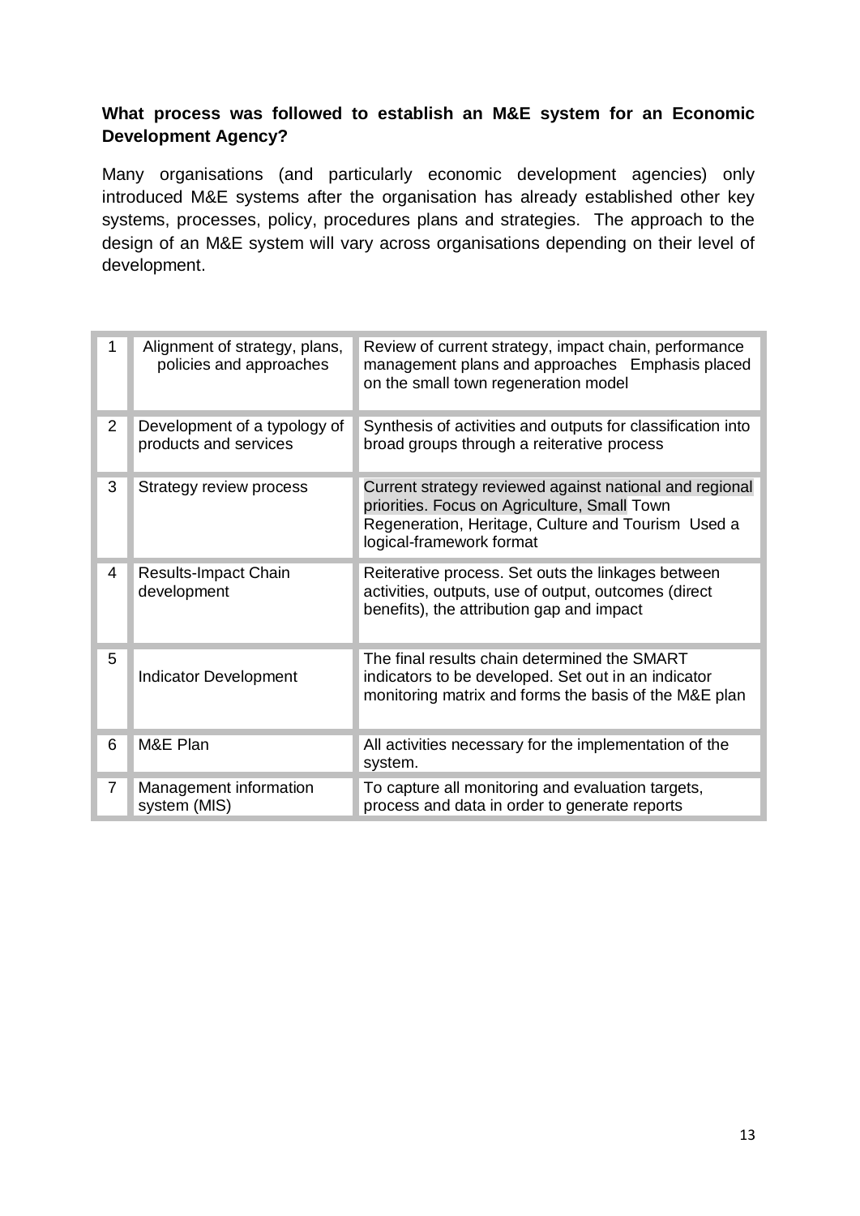**What process was followed to establish an M&E system for an Economic Development Agency?**

Many organisations (and particularly economic development agencies) only introduced M&E systems after the organisation has already established other key systems, processes, policy, procedures plans and strategies. The approach to the design of an M&E system will vary across organisations depending on their level of development.

| | | |
|---|---|---|
| 1 | Alignment of strategy, plans, policies and approaches | Review of current strategy, impact chain, performance management plans and approaches Emphasis placed on the small town regeneration model |
| 2 | Development of a typology of products and services | Synthesis of activities and outputs for classification into broad groups through a reiterative process |
| 3 | Strategy review process | Current strategy reviewed against national and regional priorities. Focus on Agriculture, Small Town Regeneration, Heritage, Culture and Tourism Used a logical-framework format |
| 4 | Results-Impact Chain development | Reiterative process. Set outs the linkages between activities, outputs, use of output, outcomes (direct benefits), the attribution gap and impact |
| 5 | Indicator Development | The final results chain determined the SMART indicators to be developed. Set out in an indicator monitoring matrix and forms the basis of the M&E plan |
| 6 | M&E Plan | All activities necessary for the implementation of the system. |
| 7 | Management information system (MIS) | To capture all monitoring and evaluation targets, process and data in order to generate reports |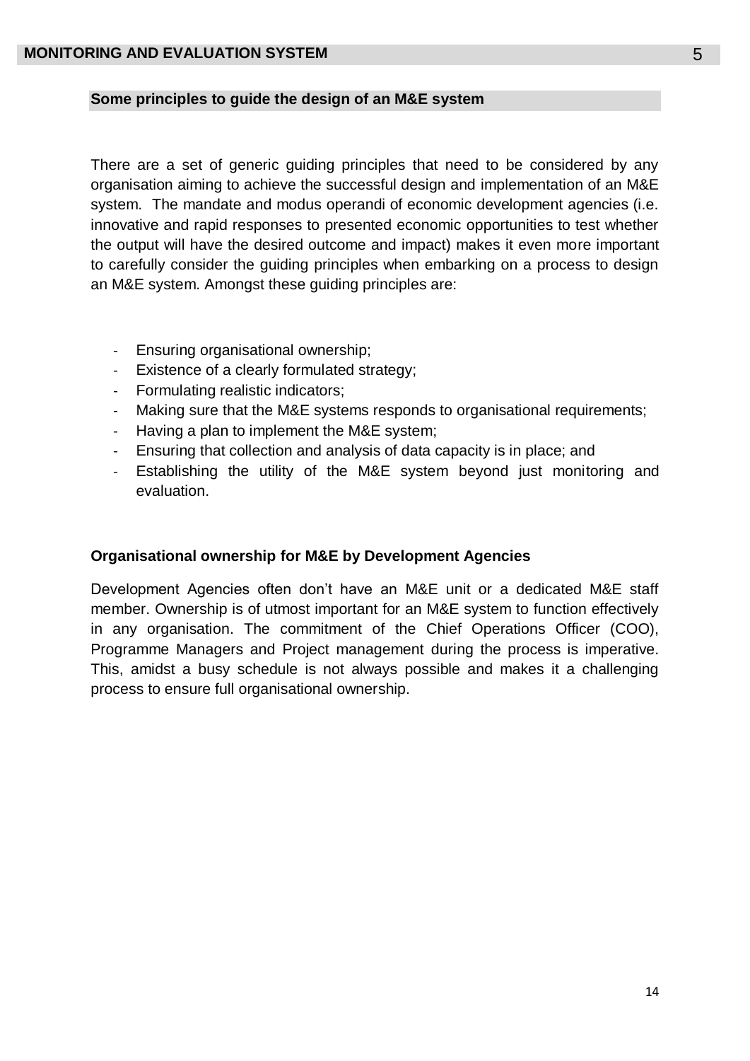## Some principles to guide the design of an M&E system

There are a set of generic guiding principles that need to be considered by any organisation aiming to achieve the successful design and implementation of an M&E system. The mandate and modus operandi of economic development agencies (i.e. innovative and rapid responses to presented economic opportunities to test whether the output will have the desired outcome and impact) makes it even more important to carefully consider the guiding principles when embarking on a process to design an M&E system. Amongst these guiding principles are:

- Ensuring organisational ownership;
- Existence of a clearly formulated strategy;
- Formulating realistic indicators;
- Making sure that the M&E systems responds to organisational requirements;
- Having a plan to implement the M&E system;
- Ensuring that collection and analysis of data capacity is in place; and
- Establishing the utility of the M&E system beyond just monitoring and evaluation.

### Organisational ownership for M&E by Development Agencies

Development Agencies often don't have an M&E unit or a dedicated M&E staff member. Ownership is of utmost important for an M&E system to function effectively in any organisation. The commitment of the Chief Operations Officer (COO), Programme Managers and Project management during the process is imperative. This, amidst a busy schedule is not always possible and makes it a challenging process to ensure full organisational ownership.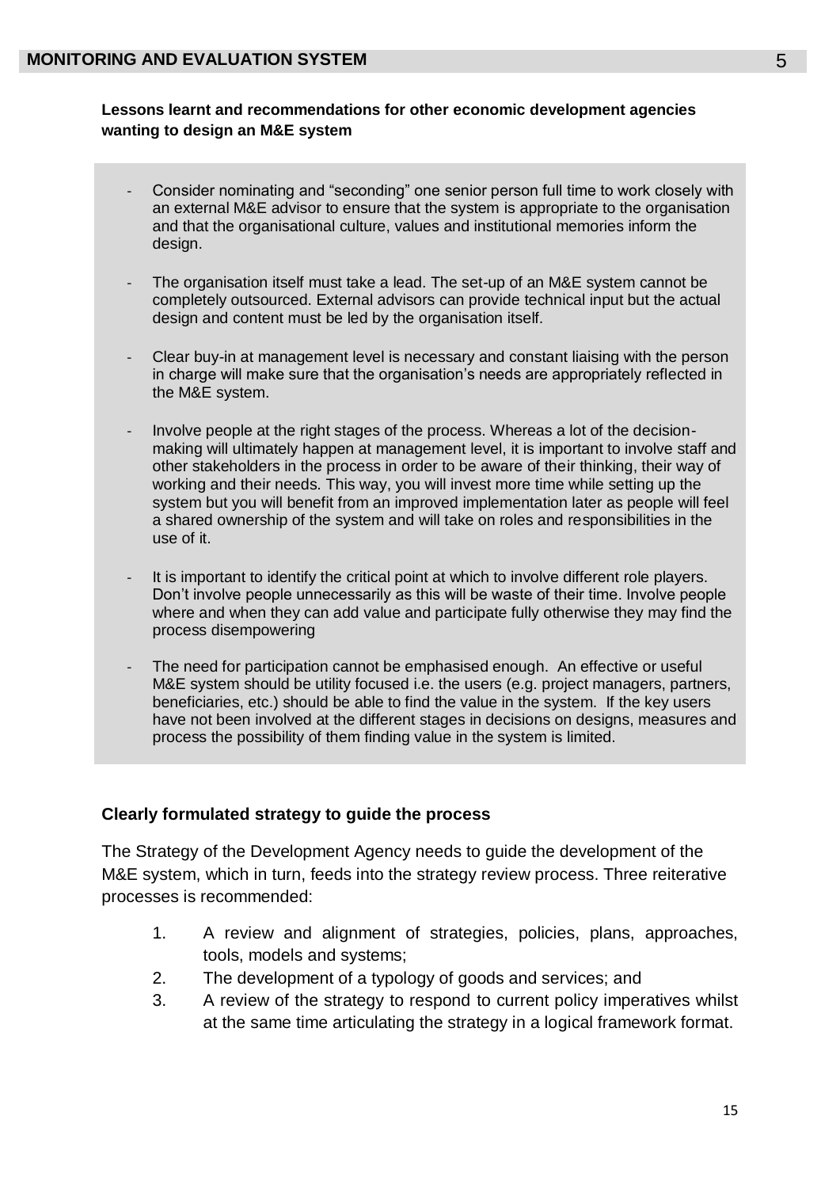**Lessons learnt and recommendations for other economic development agencies wanting to design an M&E system**

- Consider nominating and "seconding" one senior person full time to work closely with an external M&E advisor to ensure that the system is appropriate to the organisation and that the organisational culture, values and institutional memories inform the design.

- The organisation itself must take a lead. The set-up of an M&E system cannot be completely outsourced. External advisors can provide technical input but the actual design and content must be led by the organisation itself.

- Clear buy-in at management level is necessary and constant liaising with the person in charge will make sure that the organisation's needs are appropriately reflected in the M&E system.

- Involve people at the right stages of the process. Whereas a lot of the decision-making will ultimately happen at management level, it is important to involve staff and other stakeholders in the process in order to be aware of their thinking, their way of working and their needs. This way, you will invest more time while setting up the system but you will benefit from an improved implementation later as people will feel a shared ownership of the system and will take on roles and responsibilities in the use of it.

- It is important to identify the critical point at which to involve different role players. Don't involve people unnecessarily as this will be waste of their time. Involve people where and when they can add value and participate fully otherwise they may find the process disempowering

- The need for participation cannot be emphasised enough. An effective or useful M&E system should be utility focused i.e. the users (e.g. project managers, partners, beneficiaries, etc.) should be able to find the value in the system. If the key users have not been involved at the different stages in decisions on designs, measures and process the possibility of them finding value in the system is limited.

**Clearly formulated strategy to guide the process**

The Strategy of the Development Agency needs to guide the development of the M&E system, which in turn, feeds into the strategy review process. Three reiterative processes is recommended:

1. A review and alignment of strategies, policies, plans, approaches, tools, models and systems;
2. The development of a typology of goods and services; and
3. A review of the strategy to respond to current policy imperatives whilst at the same time articulating the strategy in a logical framework format.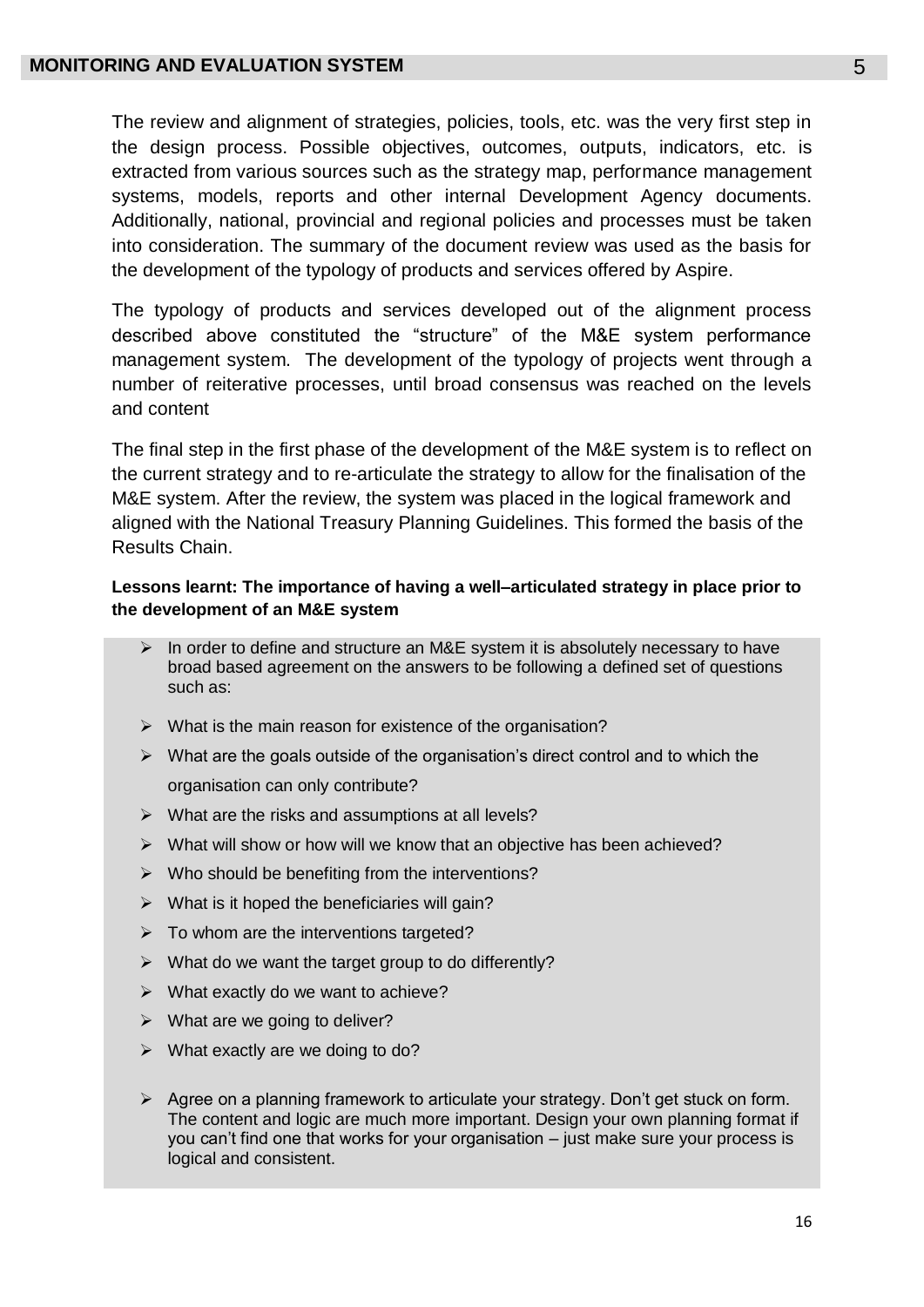The review and alignment of strategies, policies, tools, etc. was the very first step in the design process. Possible objectives, outcomes, outputs, indicators, etc. is extracted from various sources such as the strategy map, performance management systems, models, reports and other internal Development Agency documents. Additionally, national, provincial and regional policies and processes must be taken into consideration. The summary of the document review was used as the basis for the development of the typology of products and services offered by Aspire.

The typology of products and services developed out of the alignment process described above constituted the "structure" of the M&E system performance management system. The development of the typology of projects went through a number of reiterative processes, until broad consensus was reached on the levels and content

The final step in the first phase of the development of the M&E system is to reflect on the current strategy and to re-articulate the strategy to allow for the finalisation of the M&E system. After the review, the system was placed in the logical framework and aligned with the National Treasury Planning Guidelines. This formed the basis of the Results Chain.

**Lessons learnt: The importance of having a well–articulated strategy in place prior to the development of an M&E system**

- In order to define and structure an M&E system it is absolutely necessary to have broad based agreement on the answers to be following a defined set of questions such as:
- What is the main reason for existence of the organisation?
- What are the goals outside of the organisation's direct control and to which the organisation can only contribute?
- What are the risks and assumptions at all levels?
- What will show or how will we know that an objective has been achieved?
- Who should be benefiting from the interventions?
- What is it hoped the beneficiaries will gain?
- To whom are the interventions targeted?
- What do we want the target group to do differently?
- What exactly do we want to achieve?
- What are we going to deliver?
- What exactly are we doing to do?
- Agree on a planning framework to articulate your strategy. Don't get stuck on form. The content and logic are much more important. Design your own planning format if you can't find one that works for your organisation – just make sure your process is logical and consistent.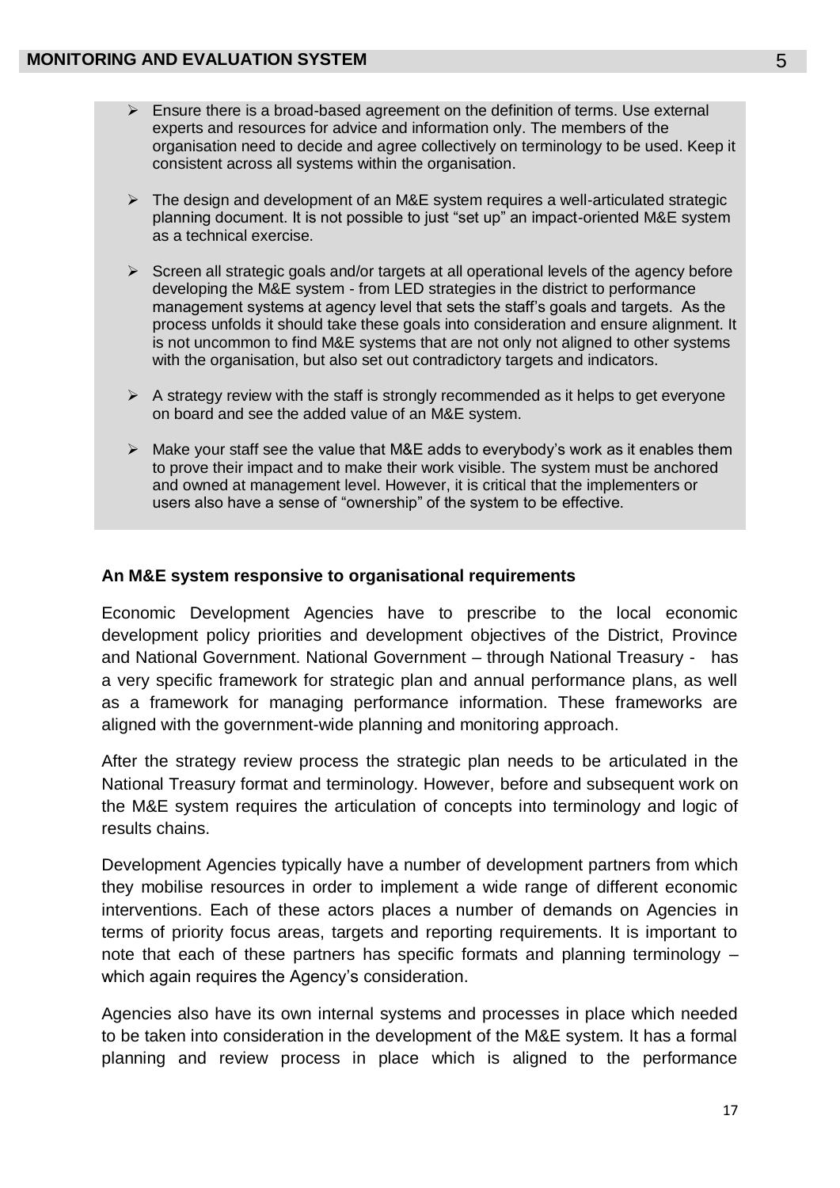- Ensure there is a broad-based agreement on the definition of terms. Use external experts and resources for advice and information only. The members of the organisation need to decide and agree collectively on terminology to be used. Keep it consistent across all systems within the organisation.
- The design and development of an M&E system requires a well-articulated strategic planning document. It is not possible to just "set up" an impact-oriented M&E system as a technical exercise.
- Screen all strategic goals and/or targets at all operational levels of the agency before developing the M&E system - from LED strategies in the district to performance management systems at agency level that sets the staff's goals and targets. As the process unfolds it should take these goals into consideration and ensure alignment. It is not uncommon to find M&E systems that are not only not aligned to other systems with the organisation, but also set out contradictory targets and indicators.
- A strategy review with the staff is strongly recommended as it helps to get everyone on board and see the added value of an M&E system.
- Make your staff see the value that M&E adds to everybody's work as it enables them to prove their impact and to make their work visible. The system must be anchored and owned at management level. However, it is critical that the implementers or users also have a sense of "ownership" of the system to be effective.

**An M&E system responsive to organisational requirements**

Economic Development Agencies have to prescribe to the local economic development policy priorities and development objectives of the District, Province and National Government. National Government – through National Treasury - has a very specific framework for strategic plan and annual performance plans, as well as a framework for managing performance information. These frameworks are aligned with the government-wide planning and monitoring approach.

After the strategy review process the strategic plan needs to be articulated in the National Treasury format and terminology. However, before and subsequent work on the M&E system requires the articulation of concepts into terminology and logic of results chains.

Development Agencies typically have a number of development partners from which they mobilise resources in order to implement a wide range of different economic interventions. Each of these actors places a number of demands on Agencies in terms of priority focus areas, targets and reporting requirements. It is important to note that each of these partners has specific formats and planning terminology – which again requires the Agency's consideration.

Agencies also have its own internal systems and processes in place which needed to be taken into consideration in the development of the M&E system. It has a formal planning and review process in place which is aligned to the performance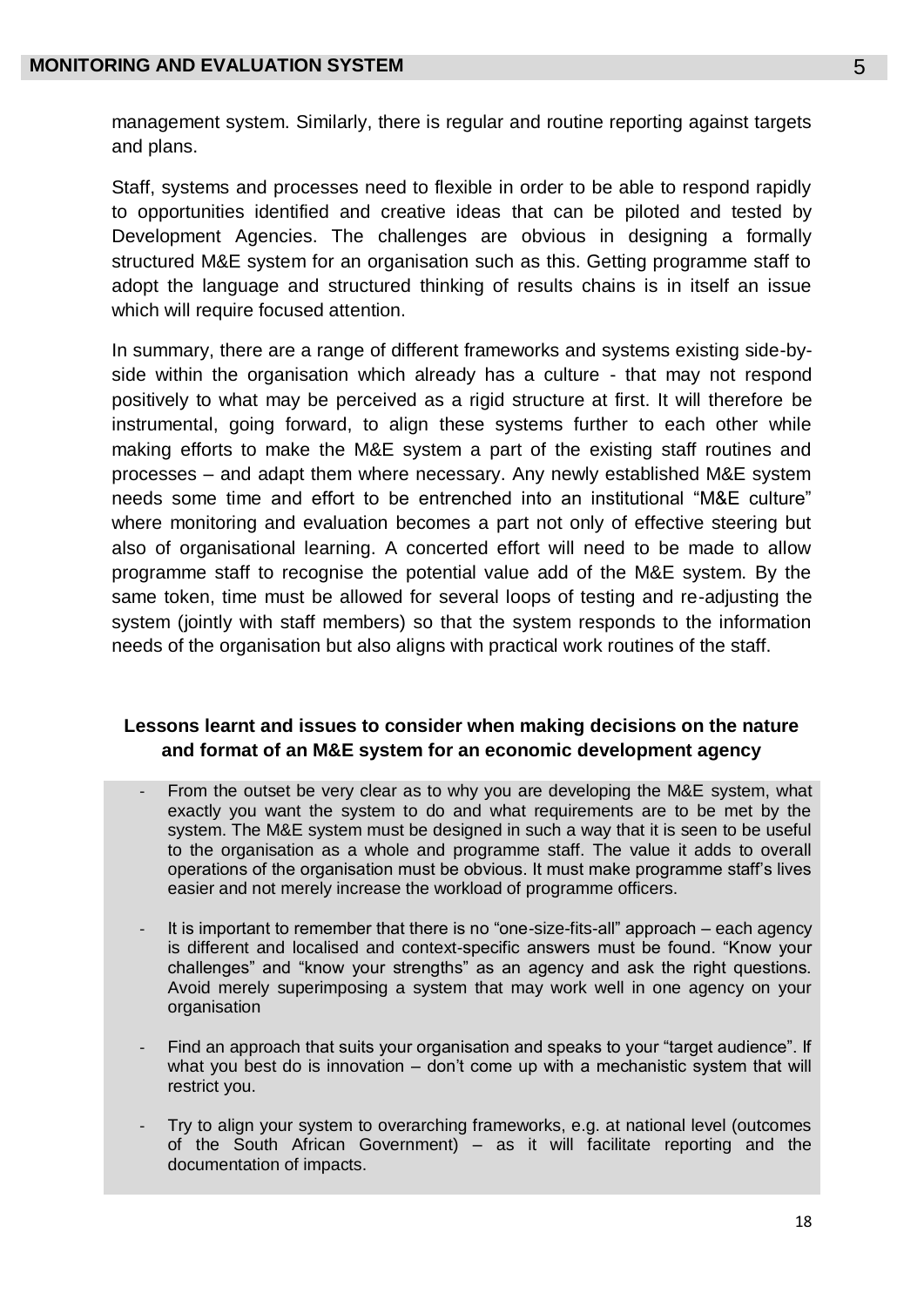management system. Similarly, there is regular and routine reporting against targets and plans.

Staff, systems and processes need to flexible in order to be able to respond rapidly to opportunities identified and creative ideas that can be piloted and tested by Development Agencies. The challenges are obvious in designing a formally structured M&E system for an organisation such as this. Getting programme staff to adopt the language and structured thinking of results chains is in itself an issue which will require focused attention.

In summary, there are a range of different frameworks and systems existing side-by-side within the organisation which already has a culture - that may not respond positively to what may be perceived as a rigid structure at first. It will therefore be instrumental, going forward, to align these systems further to each other while making efforts to make the M&E system a part of the existing staff routines and processes – and adapt them where necessary. Any newly established M&E system needs some time and effort to be entrenched into an institutional "M&E culture" where monitoring and evaluation becomes a part not only of effective steering but also of organisational learning. A concerted effort will need to be made to allow programme staff to recognise the potential value add of the M&E system. By the same token, time must be allowed for several loops of testing and re-adjusting the system (jointly with staff members) so that the system responds to the information needs of the organisation but also aligns with practical work routines of the staff.

**Lessons learnt and issues to consider when making decisions on the nature and format of an M&E system for an economic development agency**

- From the outset be very clear as to why you are developing the M&E system, what exactly you want the system to do and what requirements are to be met by the system. The M&E system must be designed in such a way that it is seen to be useful to the organisation as a whole and programme staff. The value it adds to overall operations of the organisation must be obvious. It must make programme staff's lives easier and not merely increase the workload of programme officers.

- It is important to remember that there is no "one-size-fits-all" approach – each agency is different and localised and context-specific answers must be found. "Know your challenges" and "know your strengths" as an agency and ask the right questions. Avoid merely superimposing a system that may work well in one agency on your organisation

- Find an approach that suits your organisation and speaks to your "target audience". If what you best do is innovation – don't come up with a mechanistic system that will restrict you.

- Try to align your system to overarching frameworks, e.g. at national level (outcomes of the South African Government) – as it will facilitate reporting and the documentation of impacts.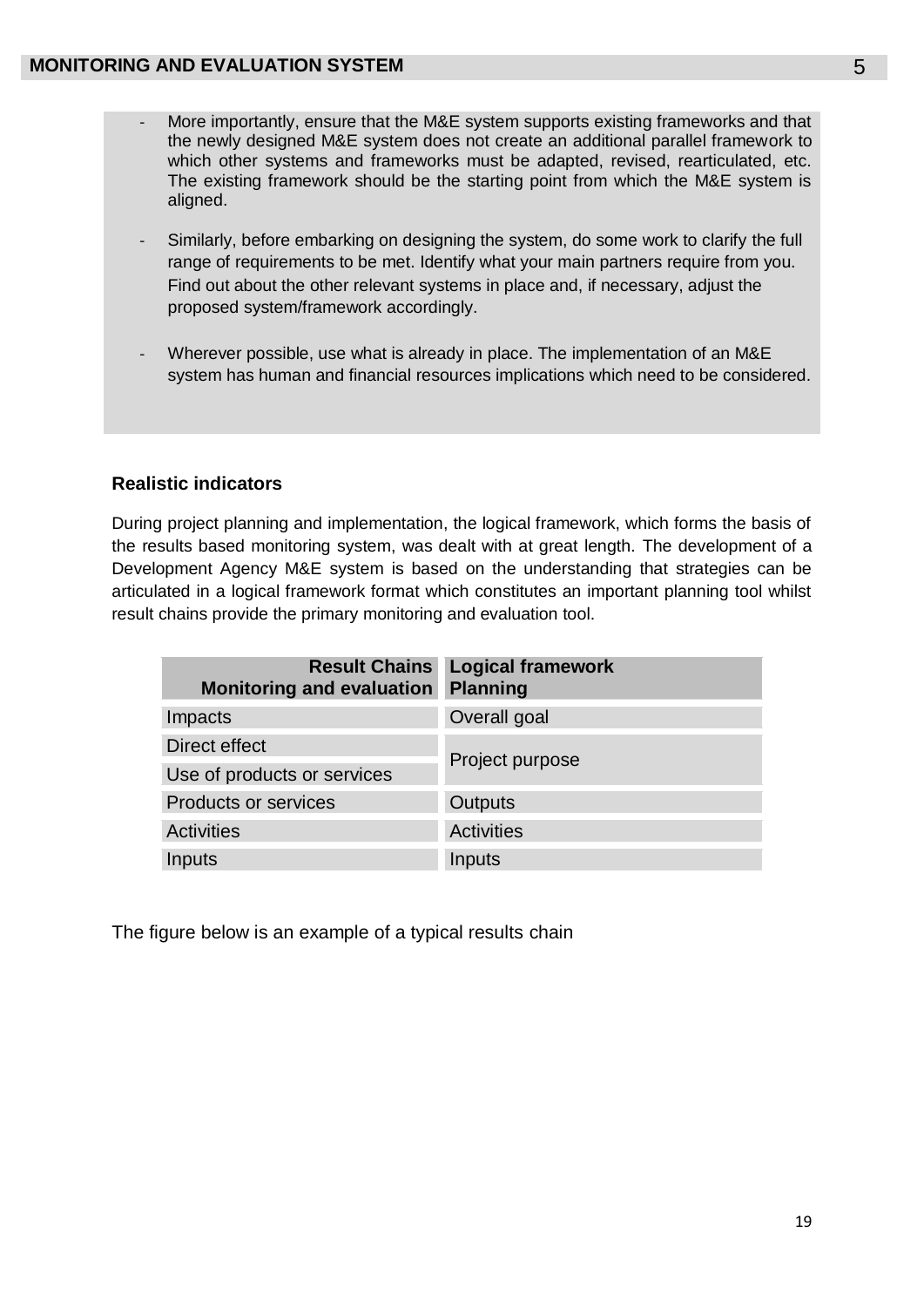- More importantly, ensure that the M&E system supports existing frameworks and that the newly designed M&E system does not create an additional parallel framework to which other systems and frameworks must be adapted, revised, rearticulated, etc. The existing framework should be the starting point from which the M&E system is aligned.
- Similarly, before embarking on designing the system, do some work to clarify the full range of requirements to be met. Identify what your main partners require from you. Find out about the other relevant systems in place and, if necessary, adjust the proposed system/framework accordingly.
- Wherever possible, use what is already in place. The implementation of an M&E system has human and financial resources implications which need to be considered.

### Realistic indicators

During project planning and implementation, the logical framework, which forms the basis of the results based monitoring system, was dealt with at great length. The development of a Development Agency M&E system is based on the understanding that strategies can be articulated in a logical framework format which constitutes an important planning tool whilst result chains provide the primary monitoring and evaluation tool.

| Result Chains Monitoring and evaluation | Logical framework Planning |
|---|---|
| Impacts | Overall goal |
| Direct effect | Project purpose |
| Use of products or services | |
| Products or services | Outputs |
| Activities | Activities |
| Inputs | Inputs |

The figure below is an example of a typical results chain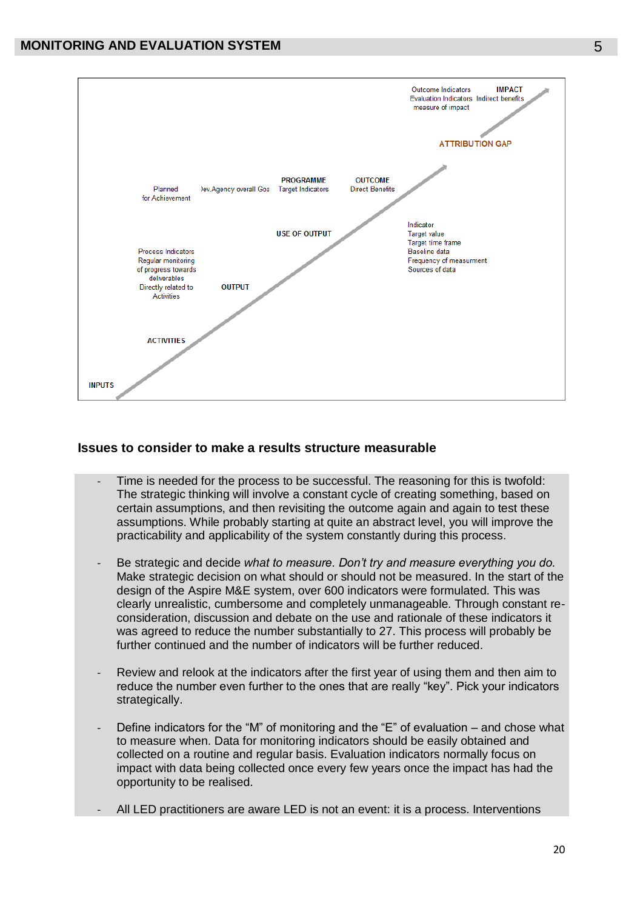Outcome Indicators
Evaluation Indicators
measure of impact

IMPACT
Indirect benefits

ATTRIBUTION GAP

Planned
for Achievement

Dev.Agency overall Goal

PROGRAMME
Target Indicators

OUTCOME
Direct Benefits

USE OF OUTPUT

Indicator
Target value
Target time frame
Baseline data
Frequency of measurment
Sources of data

Process Indicators
Regular monitoring
of progress towards
deliverables
Directly related to
Activities

OUTPUT

ACTIVITIES

INPUTS

## Issues to consider to make a results structure measurable

- Time is needed for the process to be successful. The reasoning for this is twofold: The strategic thinking will involve a constant cycle of creating something, based on certain assumptions, and then revisiting the outcome again and again to test these assumptions. While probably starting at quite an abstract level, you will improve the practicability and applicability of the system constantly during this process.

- Be strategic and decide *what to measure. Don't try and measure everything you do.* Make strategic decision on what should or should not be measured. In the start of the design of the Aspire M&E system, over 600 indicators were formulated. This was clearly unrealistic, cumbersome and completely unmanageable. Through constant re-consideration, discussion and debate on the use and rationale of these indicators it was agreed to reduce the number substantially to 27. This process will probably be further continued and the number of indicators will be further reduced.

- Review and relook at the indicators after the first year of using them and then aim to reduce the number even further to the ones that are really "key". Pick your indicators strategically.

- Define indicators for the "M" of monitoring and the "E" of evaluation – and chose what to measure when. Data for monitoring indicators should be easily obtained and collected on a routine and regular basis. Evaluation indicators normally focus on impact with data being collected once every few years once the impact has had the opportunity to be realised.

- All LED practitioners are aware LED is not an event: it is a process. Interventions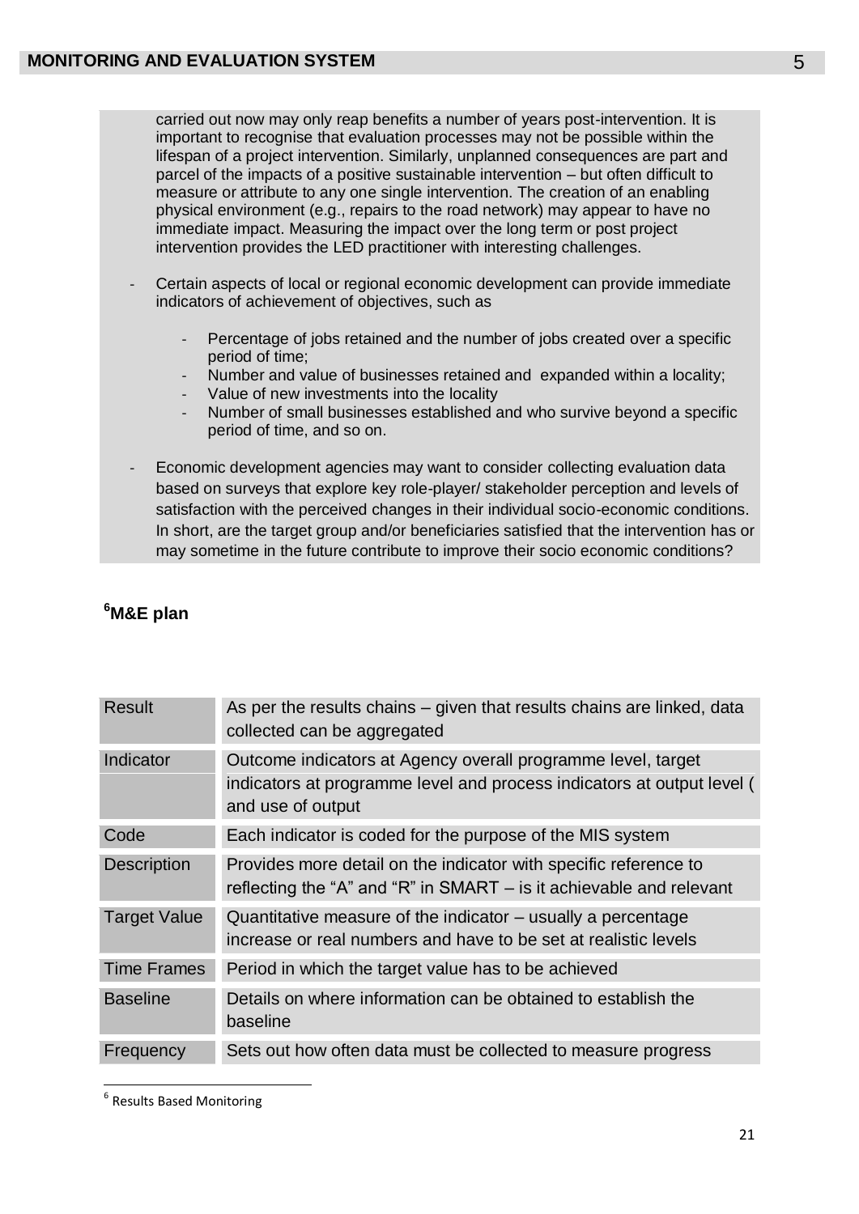carried out now may only reap benefits a number of years post-intervention. It is important to recognise that evaluation processes may not be possible within the lifespan of a project intervention. Similarly, unplanned consequences are part and parcel of the impacts of a positive sustainable intervention – but often difficult to measure or attribute to any one single intervention. The creation of an enabling physical environment (e.g., repairs to the road network) may appear to have no immediate impact. Measuring the impact over the long term or post project intervention provides the LED practitioner with interesting challenges.

- Certain aspects of local or regional economic development can provide immediate indicators of achievement of objectives, such as
  - Percentage of jobs retained and the number of jobs created over a specific period of time;
  - Number and value of businesses retained and expanded within a locality;
  - Value of new investments into the locality
  - Number of small businesses established and who survive beyond a specific period of time, and so on.
- Economic development agencies may want to consider collecting evaluation data based on surveys that explore key role-player/ stakeholder perception and levels of satisfaction with the perceived changes in their individual socio-economic conditions. In short, are the target group and/or beneficiaries satisfied that the intervention has or may sometime in the future contribute to improve their socio economic conditions?

### [6]M&E plan

| | |
|---|---|
| Result | As per the results chains – given that results chains are linked, data collected can be aggregated |
| Indicator | Outcome indicators at Agency overall programme level, target indicators at programme level and process indicators at output level ( and use of output |
| Code | Each indicator is coded for the purpose of the MIS system |
| Description | Provides more detail on the indicator with specific reference to reflecting the "A" and "R" in SMART – is it achievable and relevant |
| Target Value | Quantitative measure of the indicator – usually a percentage increase or real numbers and have to be set at realistic levels |
| Time Frames | Period in which the target value has to be achieved |
| Baseline | Details on where information can be obtained to establish the baseline |
| Frequency | Sets out how often data must be collected to measure progress |

[6] Results Based Monitoring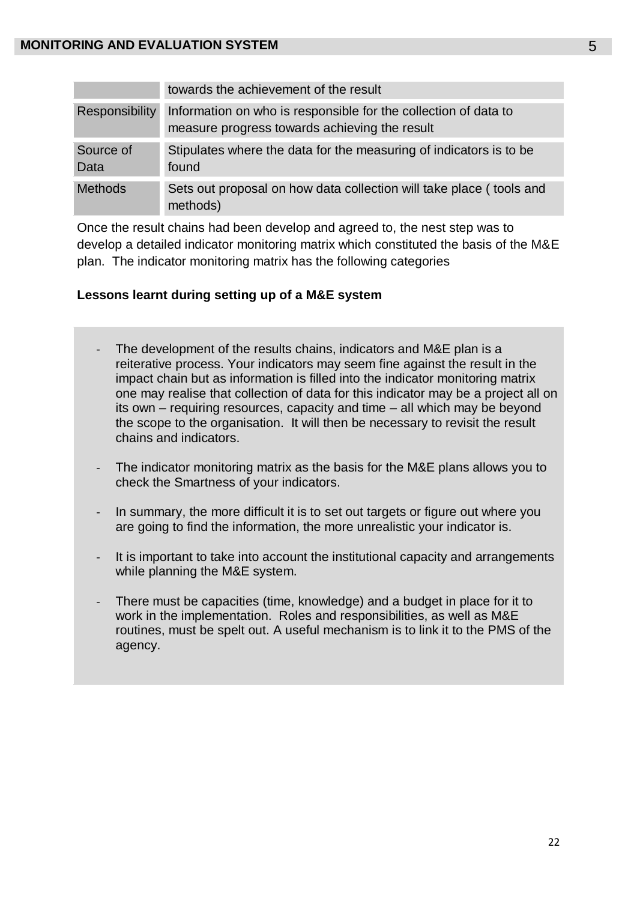|  |  |
| --- | --- |
|  | towards the achievement of the result |
| Responsibility | Information on who is responsible for the collection of data to measure progress towards achieving the result |
| Source of Data | Stipulates where the data for the measuring of indicators is to be found |
| Methods | Sets out proposal on how data collection will take place ( tools and methods) |

Once the result chains had been develop and agreed to, the nest step was to develop a detailed indicator monitoring matrix which constituted the basis of the M&E plan. The indicator monitoring matrix has the following categories

**Lessons learnt during setting up of a M&E system**

- The development of the results chains, indicators and M&E plan is a reiterative process. Your indicators may seem fine against the result in the impact chain but as information is filled into the indicator monitoring matrix one may realise that collection of data for this indicator may be a project all on its own – requiring resources, capacity and time – all which may be beyond the scope to the organisation. It will then be necessary to revisit the result chains and indicators.
- The indicator monitoring matrix as the basis for the M&E plans allows you to check the Smartness of your indicators.
- In summary, the more difficult it is to set out targets or figure out where you are going to find the information, the more unrealistic your indicator is.
- It is important to take into account the institutional capacity and arrangements while planning the M&E system.
- There must be capacities (time, knowledge) and a budget in place for it to work in the implementation. Roles and responsibilities, as well as M&E routines, must be spelt out. A useful mechanism is to link it to the PMS of the agency.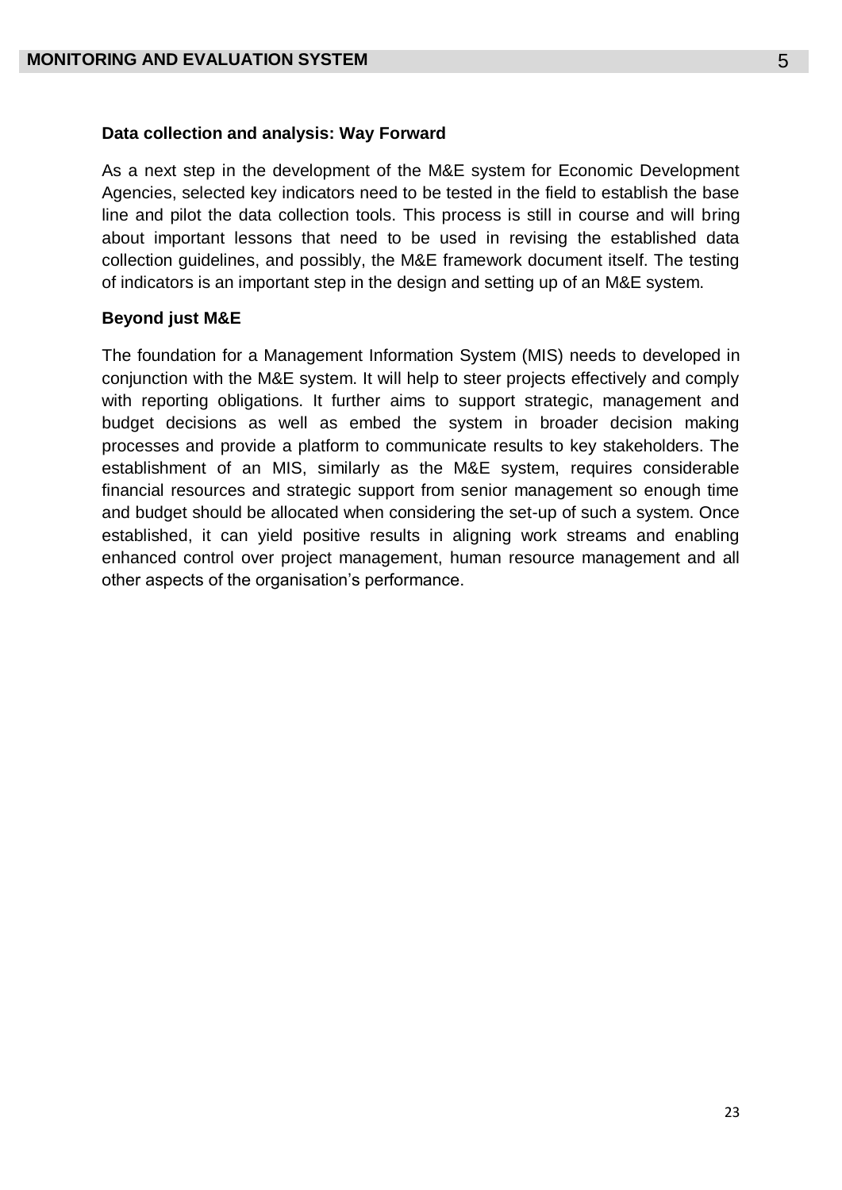### Data collection and analysis: Way Forward

As a next step in the development of the M&E system for Economic Development Agencies, selected key indicators need to be tested in the field to establish the base line and pilot the data collection tools. This process is still in course and will bring about important lessons that need to be used in revising the established data collection guidelines, and possibly, the M&E framework document itself. The testing of indicators is an important step in the design and setting up of an M&E system.

### Beyond just M&E

The foundation for a Management Information System (MIS) needs to developed in conjunction with the M&E system. It will help to steer projects effectively and comply with reporting obligations. It further aims to support strategic, management and budget decisions as well as embed the system in broader decision making processes and provide a platform to communicate results to key stakeholders. The establishment of an MIS, similarly as the M&E system, requires considerable financial resources and strategic support from senior management so enough time and budget should be allocated when considering the set-up of such a system. Once established, it can yield positive results in aligning work streams and enabling enhanced control over project management, human resource management and all other aspects of the organisation's performance.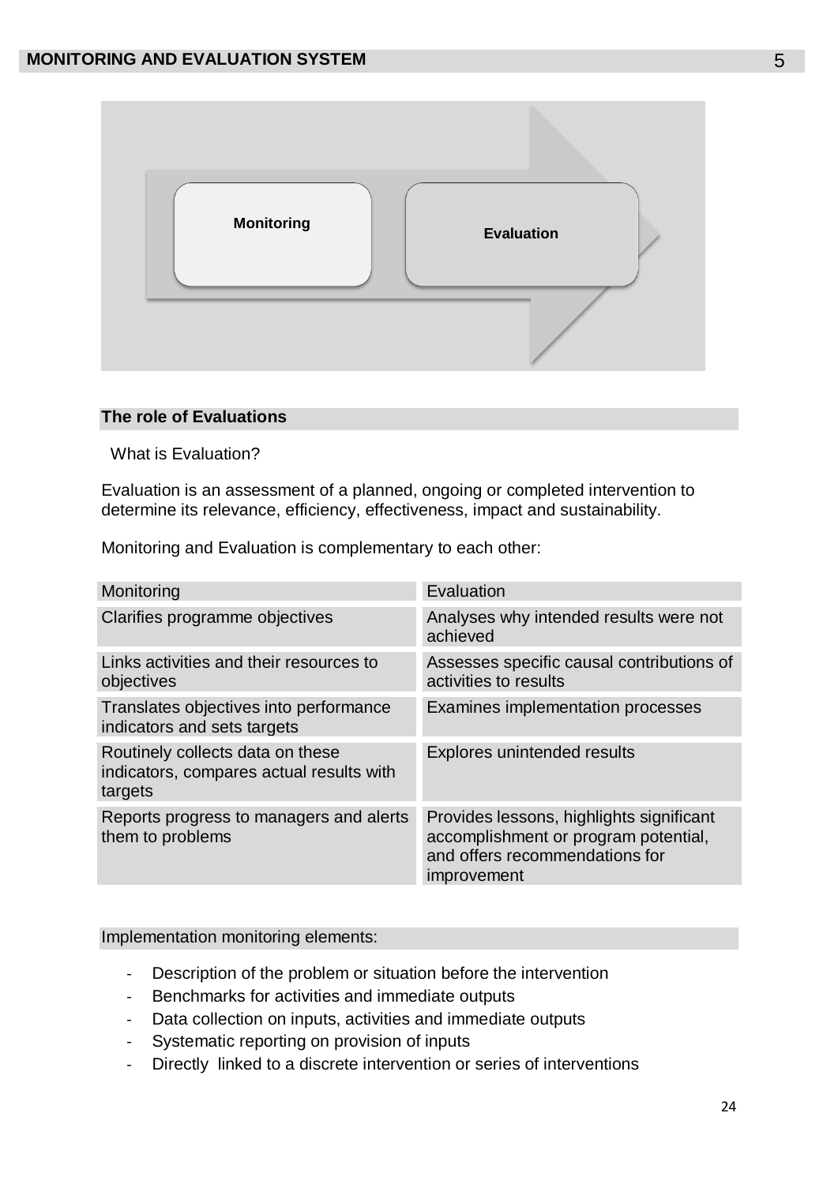## MONITORING AND EVALUATION SYSTEM

Monitoring → Evaluation

### The role of Evaluations

What is Evaluation?

Evaluation is an assessment of a planned, ongoing or completed intervention to determine its relevance, efficiency, effectiveness, impact and sustainability.

Monitoring and Evaluation is complementary to each other:

| Monitoring | Evaluation |
|---|---|
| Clarifies programme objectives | Analyses why intended results were not achieved |
| Links activities and their resources to objectives | Assesses specific causal contributions of activities to results |
| Translates objectives into performance indicators and sets targets | Examines implementation processes |
| Routinely collects data on these indicators, compares actual results with targets | Explores unintended results |
| Reports progress to managers and alerts them to problems | Provides lessons, highlights significant accomplishment or program potential, and offers recommendations for improvement |

Implementation monitoring elements:

- Description of the problem or situation before the intervention
- Benchmarks for activities and immediate outputs
- Data collection on inputs, activities and immediate outputs
- Systematic reporting on provision of inputs
- Directly linked to a discrete intervention or series of interventions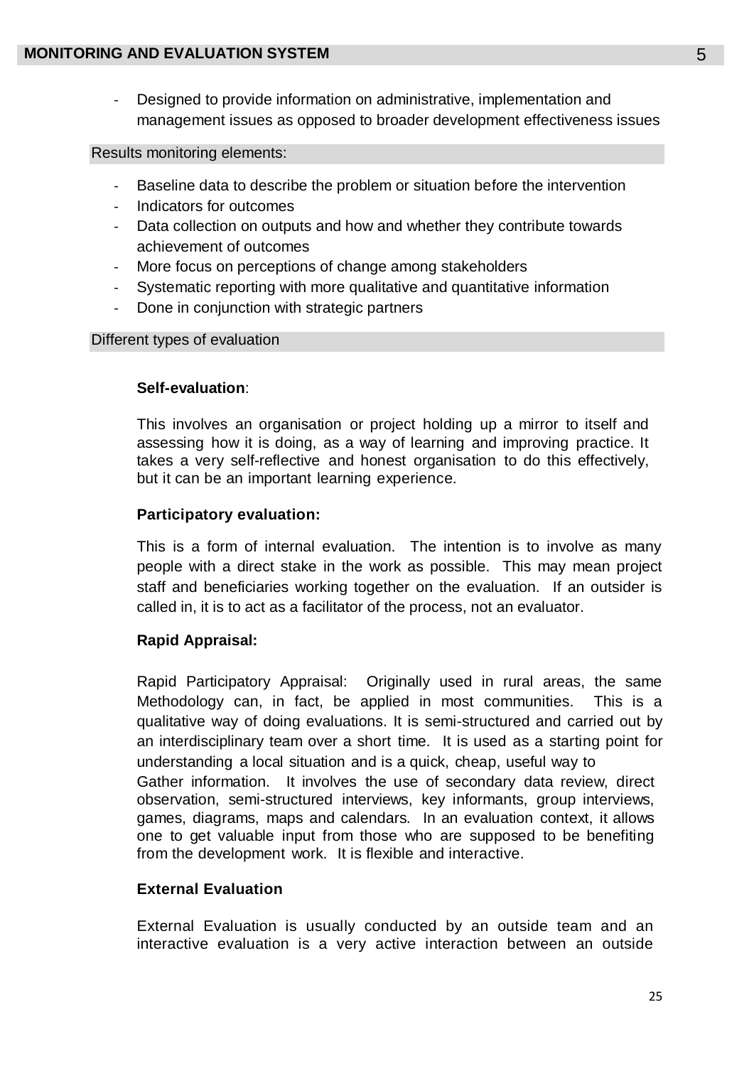- Designed to provide information on administrative, implementation and management issues as opposed to broader development effectiveness issues

### Results monitoring elements:

- Baseline data to describe the problem or situation before the intervention
- Indicators for outcomes
- Data collection on outputs and how and whether they contribute towards achievement of outcomes
- More focus on perceptions of change among stakeholders
- Systematic reporting with more qualitative and quantitative information
- Done in conjunction with strategic partners

### Different types of evaluation

**Self-evaluation**:

This involves an organisation or project holding up a mirror to itself and assessing how it is doing, as a way of learning and improving practice. It takes a very self-reflective and honest organisation to do this effectively, but it can be an important learning experience.

**Participatory evaluation:**

This is a form of internal evaluation. The intention is to involve as many people with a direct stake in the work as possible. This may mean project staff and beneficiaries working together on the evaluation. If an outsider is called in, it is to act as a facilitator of the process, not an evaluator.

**Rapid Appraisal:**

Rapid Participatory Appraisal: Originally used in rural areas, the same Methodology can, in fact, be applied in most communities. This is a qualitative way of doing evaluations. It is semi-structured and carried out by an interdisciplinary team over a short time. It is used as a starting point for understanding a local situation and is a quick, cheap, useful way to Gather information. It involves the use of secondary data review, direct observation, semi-structured interviews, key informants, group interviews, games, diagrams, maps and calendars. In an evaluation context, it allows one to get valuable input from those who are supposed to be benefiting from the development work. It is flexible and interactive.

**External Evaluation**

External Evaluation is usually conducted by an outside team and an interactive evaluation is a very active interaction between an outside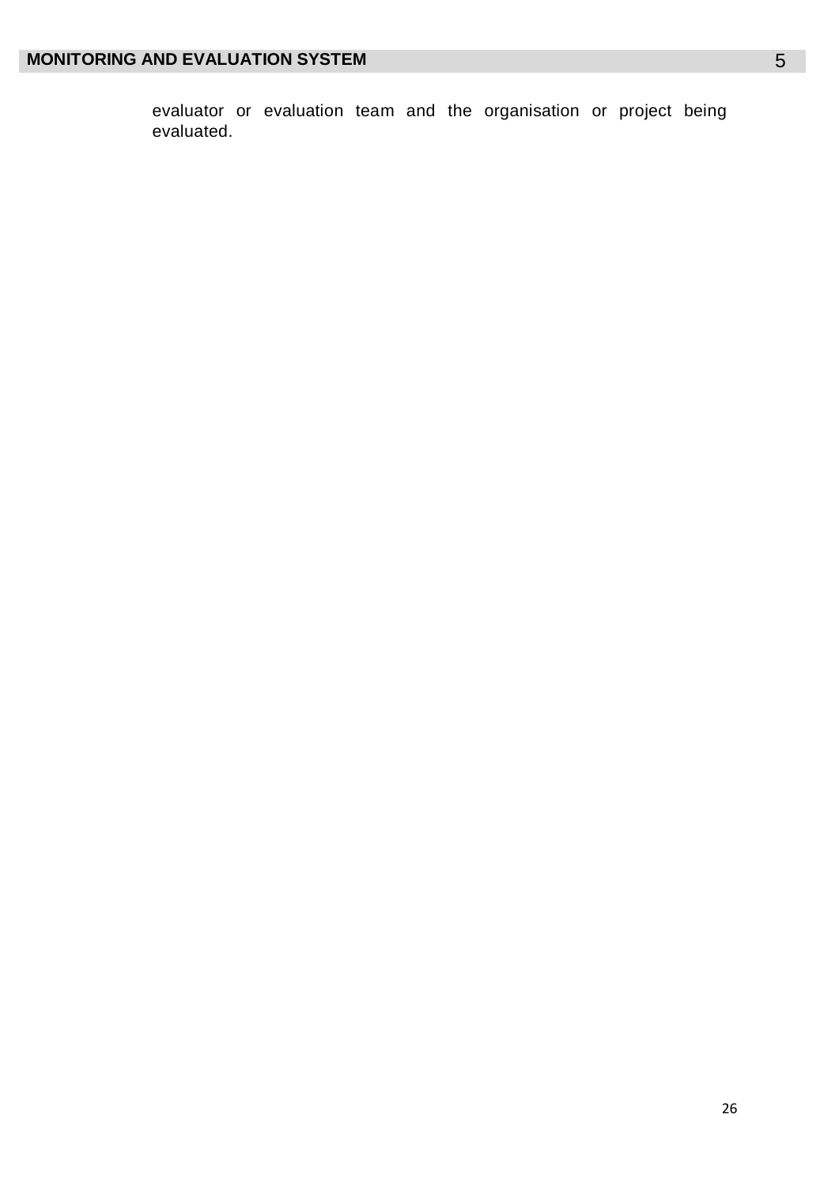evaluator or evaluation team and the organisation or project being evaluated.